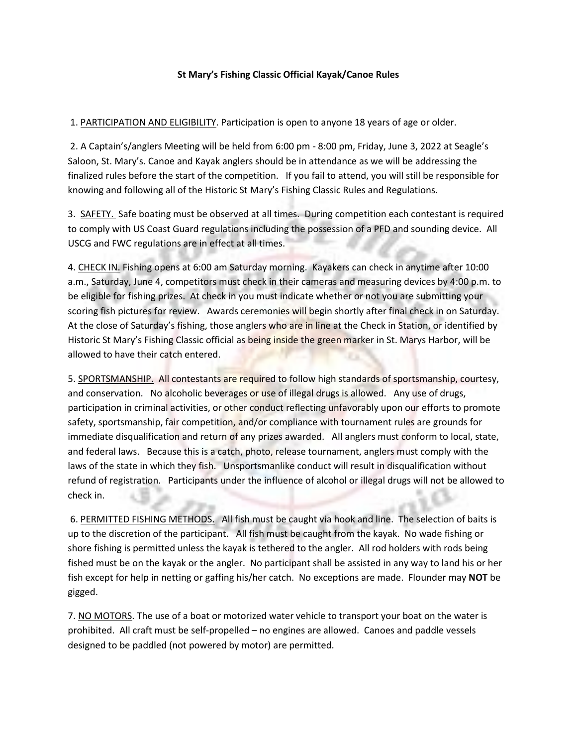# St Mary's Fishing Classic Official Kayak/Canoe Rules

1. <u>PARTICIPATION AND ELIGIBILITY</u>. Participation is open to anyone 18 years of age or older.

2. A Captain's/anglers Meeting will be held from 6:00 pm - 8:00 pm, Friday, June 3, 2022 at Seagle's Saloon, St. Mary's. Canoe and Kayak anglers should be in attendance as we will be addressing the finalized rules before the start of the competition. If you fail to attend, you will still be responsible for knowing and following all of the Historic St Mary's Fishing Classic Rules and Regulations.

3. <u>SAFETY.</u> Safe boating must be observed at all times. During competition each contestant is required to comply with US Coast Guard regulations including the possession of a PFD and sounding device. All USCG and FWC regulations are in effect at all times.

4. <u>CHECK IN.</u> Fishing opens at 6:00 am Saturday morning. Kayakers can check in anytime after 10:00 a.m., Saturday, June 4, competitors must check in their cameras and measuring devices by 4:00 p.m. to be eligible for fishing prizes. At check in you must indicate whether or not you are submitting your scoring fish pictures for review. Awards ceremonies will begin shortly after final check in on Saturday. At the close of Saturday's fishing, those anglers who are in line at the Check in Station, or identified by Historic St Mary's Fishing Classic official as being inside the green marker in St. Marys Harbor, will be allowed to have their catch entered.

5. <u>SPORTSMANSHIP.</u> All contestants are required to follow high standards of sportsmanship, courtesy, and conservation. No alcoholic beverages or use of illegal drugs is allowed. Any use of drugs, participation in criminal activities, or other conduct reflecting unfavorably upon our efforts to promote safety, sportsmanship, fair competition, and/or compliance with tournament rules are grounds for immediate disqualification and return of any prizes awarded. All anglers must conform to local, state, and federal laws. Because this is a catch, photo, release tournament, anglers must comply with the laws of the state in which they fish. Unsportsmanlike conduct will result in disqualification without refund of registration. Participants under the influence of alcohol or illegal drugs will not be allowed to check in.

6. <u>PERMITTED FISHING METHODS.</u> All fish must be caught via hook and line. The selection of baits is up to the discretion of the participant. All fish must be caught from the kayak. No wade fishing or shore fishing is permitted unless the kayak is tethered to the angler. All rod holders with rods being fished must be on the kayak or the angler. No participant shall be assisted in any way to land his or her fish except for help in netting or gaffing his/her catch. No exceptions are made. Flounder may **NOT** be gigged.

7. <u>NO MOTORS</u>. The use of a boat or motorized water vehicle to transport your boat on the water is prohibited. All craft must be self-propelled – no engines are allowed. Canoes and paddle vessels designed to be paddled (not powered by motor) are permitted.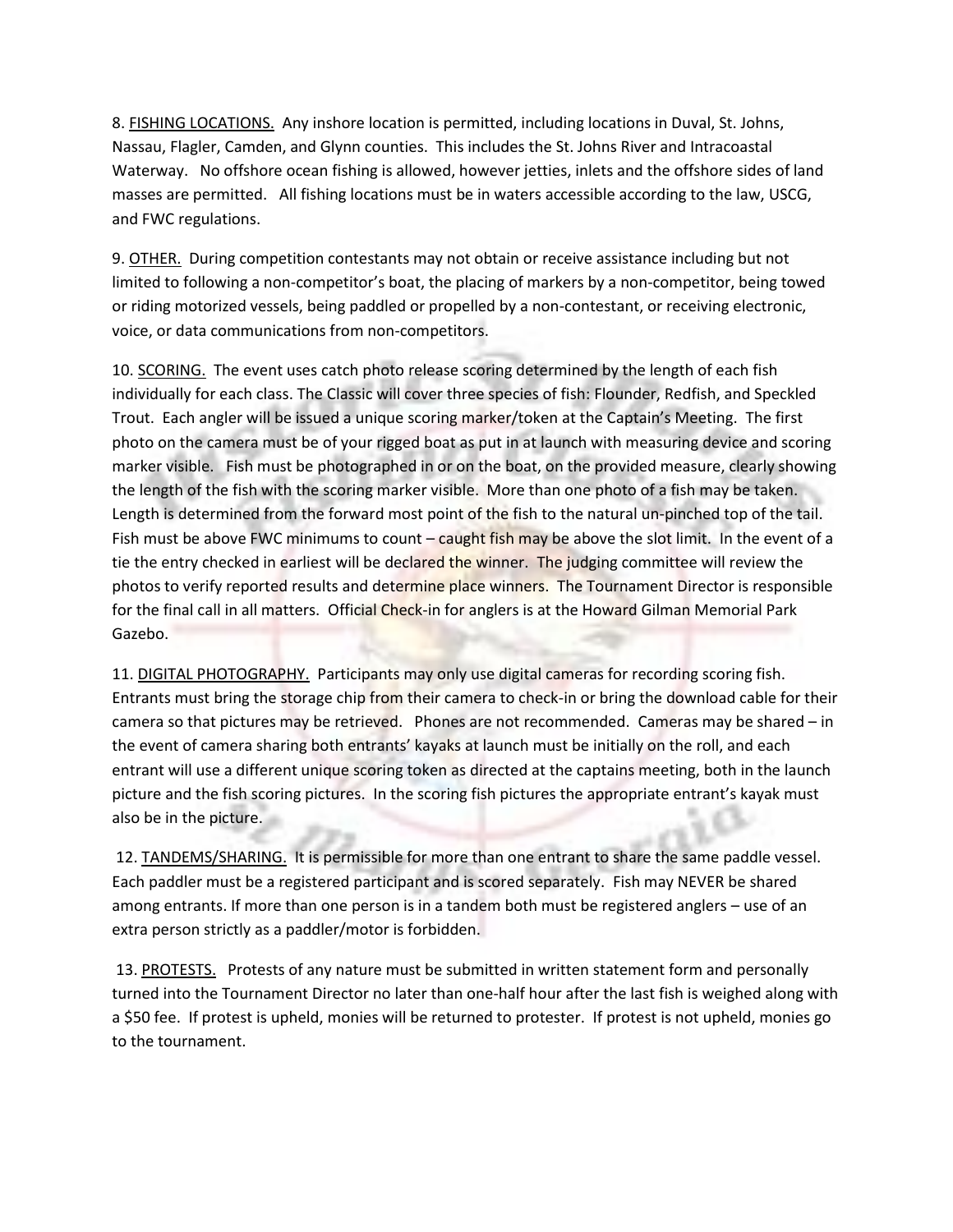8. FISHING LOCATIONS. Any inshore location is permitted, including locations in Duval, St. Johns, Nassau, Flagler, Camden, and Glynn counties. This includes the St. Johns River and Intracoastal Waterway. No offshore ocean fishing is allowed, however jetties, inlets and the offshore sides of land masses are permitted. All fishing locations must be in waters accessible according to the law, USCG, and FWC regulations.

9. OTHER. During competition contestants may not obtain or receive assistance including but not limited to following a non-competitor's boat, the placing of markers by a non-competitor, being towed or riding motorized vessels, being paddled or propelled by a non-contestant, or receiving electronic, voice, or data communications from non-competitors.

10. SCORING. The event uses catch photo release scoring determined by the length of each fish individually for each class. The Classic will cover three species of fish: Flounder, Redfish, and Speckled Trout. Each angler will be issued a unique scoring marker/token at the Captain's Meeting. The first photo on the camera must be of your rigged boat as put in at launch with measuring device and scoring marker visible. Fish must be photographed in or on the boat, on the provided measure, clearly showing the length of the fish with the scoring marker visible. More than one photo of a fish may be taken. Length is determined from the forward most point of the fish to the natural un-pinched top of the tail. Fish must be above FWC minimums to count – caught fish may be above the slot limit. In the event of a tie the entry checked in earliest will be declared the winner. The judging committee will review the photos to verify reported results and determine place winners. The Tournament Director is responsible for the final call in all matters. Official Check-in for anglers is at the Howard Gilman Memorial Park Gazebo.

11. DIGITAL PHOTOGRAPHY. Participants may only use digital cameras for recording scoring fish. Entrants must bring the storage chip from their camera to check-in or bring the download cable for their camera so that pictures may be retrieved. Phones are not recommended. Cameras may be shared – in the event of camera sharing both entrants' kayaks at launch must be initially on the roll, and each entrant will use a different unique scoring token as directed at the captains meeting, both in the launch picture and the fish scoring pictures. In the scoring fish pictures the appropriate entrant's kayak must also be in the picture.

12. TANDEMS/SHARING. It is permissible for more than one entrant to share the same paddle vessel. Each paddler must be a registered participant and is scored separately. Fish may NEVER be shared among entrants. If more than one person is in a tandem both must be registered anglers – use of an extra person strictly as a paddler/motor is forbidden.

13. PROTESTS. Protests of any nature must be submitted in written statement form and personally turned into the Tournament Director no later than one-half hour after the last fish is weighed along with a $50 fee. If protest is upheld, monies will be returned to protester. If protest is not upheld, monies go to the tournament.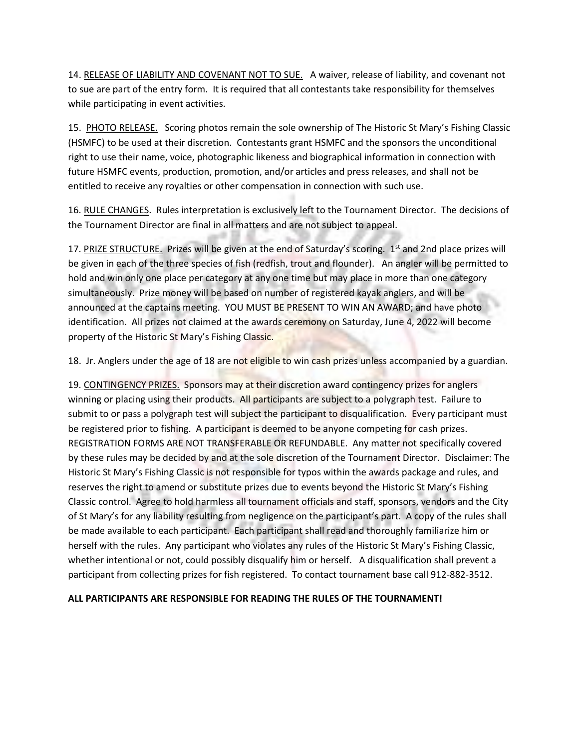14. <u>RELEASE OF LIABILITY AND COVENANT NOT TO SUE.</u> A waiver, release of liability, and covenant not to sue are part of the entry form. It is required that all contestants take responsibility for themselves while participating in event activities.

15. <u>PHOTO RELEASE.</u> Scoring photos remain the sole ownership of The Historic St Mary's Fishing Classic (HSMFC) to be used at their discretion. Contestants grant HSMFC and the sponsors the unconditional right to use their name, voice, photographic likeness and biographical information in connection with future HSMFC events, production, promotion, and/or articles and press releases, and shall not be entitled to receive any royalties or other compensation in connection with such use.

16. <u>RULE CHANGES</u>. Rules interpretation is exclusively left to the Tournament Director. The decisions of the Tournament Director are final in all matters and are not subject to appeal.

17. <u>PRIZE STRUCTURE.</u> Prizes will be given at the end of Saturday's scoring. 1st and 2nd place prizes will be given in each of the three species of fish (redfish, trout and flounder). An angler will be permitted to hold and win only one place per category at any one time but may place in more than one category simultaneously. Prize money will be based on number of registered kayak anglers, and will be announced at the captains meeting. YOU MUST BE PRESENT TO WIN AN AWARD; and have photo identification. All prizes not claimed at the awards ceremony on Saturday, June 4, 2022 will become property of the Historic St Mary's Fishing Classic.

18. Jr. Anglers under the age of 18 are not eligible to win cash prizes unless accompanied by a guardian.

19. <u>CONTINGENCY PRIZES.</u> Sponsors may at their discretion award contingency prizes for anglers winning or placing using their products. All participants are subject to a polygraph test. Failure to submit to or pass a polygraph test will subject the participant to disqualification. Every participant must be registered prior to fishing. A participant is deemed to be anyone competing for cash prizes. REGISTRATION FORMS ARE NOT TRANSFERABLE OR REFUNDABLE. Any matter not specifically covered by these rules may be decided by and at the sole discretion of the Tournament Director. Disclaimer: The Historic St Mary's Fishing Classic is not responsible for typos within the awards package and rules, and reserves the right to amend or substitute prizes due to events beyond the Historic St Mary's Fishing Classic control. Agree to hold harmless all tournament officials and staff, sponsors, vendors and the City of St Mary's for any liability resulting from negligence on the participant's part. A copy of the rules shall be made available to each participant. Each participant shall read and thoroughly familiarize him or herself with the rules. Any participant who violates any rules of the Historic St Mary's Fishing Classic, whether intentional or not, could possibly disqualify him or herself. A disqualification shall prevent a participant from collecting prizes for fish registered. To contact tournament base call 912-882-3512.

**ALL PARTICIPANTS ARE RESPONSIBLE FOR READING THE RULES OF THE TOURNAMENT!**